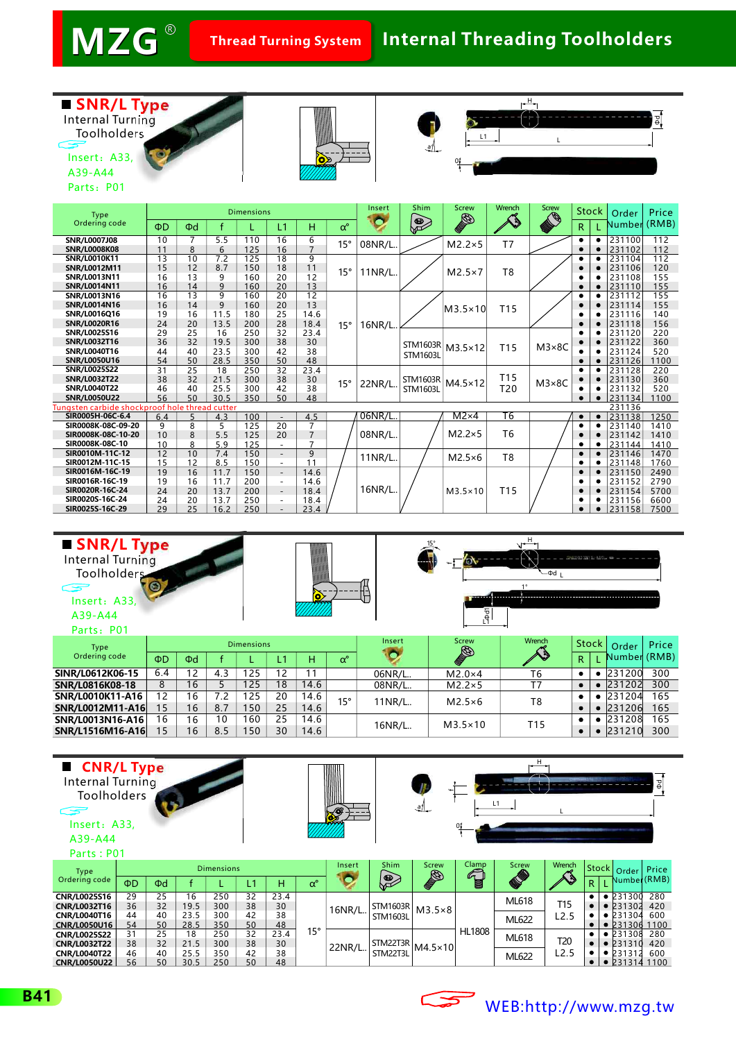# MZG® Thread Turning System — Internal Threading Toolholders

## SNR/L Type

Internal Turning Toolholders

Insert: A33, A39-A44

Parts: P01

| Type Ordering code | ΦD | Φd | f | L | L1 | H | α° | Insert | Shim | Screw | Wrench | Screw | Stock R | Stock L | Order Number | Price (RMB) |
|---|---|---|---|---|---|---|---|---|---|---|---|---|---|---|---|---|
| SNR/L0007J08 | 10 | 7 | 5.5 | 110 | 16 | 6 | 15° | 08NR/L.. | | M2.2×5 | T7 | | ● | ● | 231100 | 112 |
| SNR/L0008K08 | 11 | 8 | 6 | 125 | 16 | 7 | | | | | | | ● | ● | 231102 | 112 |
| SNR/L0010K11 | 13 | 10 | 7.2 | 125 | 18 | 9 | 15° | 11NR/L.. | | M2.5×7 | T8 | | ● | ● | 231104 | 112 |
| SNR/L0012M11 | 15 | 12 | 8.7 | 150 | 18 | 11 | | | | | | | ● | ● | 231106 | 120 |
| SNR/L0013N11 | 16 | 13 | 9 | 160 | 20 | 12 | | | | | | | ● | ● | 231108 | 155 |
| SNR/L0014N11 | 16 | 14 | 9 | 160 | 20 | 13 | | | | | | | ● | ● | 231110 | 155 |
| SNR/L0013N16 | 16 | 13 | 9 | 160 | 20 | 12 | 15° | 16NR/L.. | | M3.5×10 | T15 | | ● | ● | 231112 | 155 |
| SNR/L0014N16 | 16 | 14 | 9 | 160 | 20 | 13 | | | | | | | ● | ● | 231114 | 155 |
| SNR/L0016Q16 | 19 | 16 | 11.5 | 180 | 25 | 14.6 | | | | | | | ● | ● | 231116 | 140 |
| SNR/L0020R16 | 24 | 20 | 13.5 | 200 | 28 | 18.4 | | | | | | | ● | ● | 231118 | 156 |
| SNR/L0025S16 | 29 | 25 | 16 | 250 | 32 | 23.4 | | | | | | | ● | ● | 231120 | 220 |
| SNR/L0032T16 | 36 | 32 | 19.5 | 300 | 38 | 30 | | | STM1603R STM1603L | M3.5×12 | T15 | M3×8C | ● | ● | 231122 | 360 |
| SNR/L0040T16 | 44 | 40 | 23.5 | 300 | 42 | 38 | | | | | | | ● | ● | 231124 | 520 |
| SNR/L0050U16 | 54 | 50 | 28.5 | 350 | 50 | 48 | | | | | | | ● | ● | 231126 | 1100 |
| SNR/L0025S22 | 31 | 25 | 18 | 250 | 32 | 23.4 | 15° | 22NR/L.. | STM1603R STM1603L | M4.5×12 | T15 T20 | M3×8C | ● | ● | 231128 | 220 |
| SNR/L0032T22 | 38 | 32 | 21.5 | 300 | 38 | 30 | | | | | | | ● | ● | 231130 | 360 |
| SNR/L0040T22 | 46 | 40 | 25.5 | 300 | 42 | 38 | | | | | | | ● | ● | 231132 | 520 |
| SNR/L0050U22 | 56 | 50 | 30.5 | 350 | 50 | 48 | | | | | | | ● | ● | 231134 | 1100 |
| Tungsten carbide shockproof hole thread cutter | | | | | | | | | | | | | | | 231136 | |
| SIR0005H-06C-6.4 | 6.4 | 5 | 4.3 | 100 | - | 4.5 | | 06NR/L.. | | M2×4 | T6 | | ● | ● | 231138 | 1250 |
| SIR0008K-08C-09-20 | 9 | 8 | 5 | 125 | 20 | 7 | | 08NR/L.. | | M2.2×5 | T6 | | ● | ● | 231140 | 1410 |
| SIR0008K-08C-10-20 | 10 | 8 | 5.5 | 125 | 20 | 7 | | | | | | | ● | ● | 231142 | 1410 |
| SIR0008K-08C-10 | 10 | 8 | 5.9 | 125 | - | 7 | | | | | | | ● | ● | 231144 | 1410 |
| SIR0010M-11C-12 | 12 | 10 | 7.4 | 150 | - | 9 | | 11NR/L.. | | M2.5×6 | T8 | | ● | ● | 231146 | 1470 |
| SIR0012M-11C-15 | 15 | 12 | 8.5 | 150 | - | 11 | | | | | | | ● | ● | 231148 | 1760 |
| SIR0016M-16C-19 | 19 | 16 | 11.7 | 150 | - | 14.6 | | 16NR/L.. | | M3.5×10 | T15 | | ● | ● | 231150 | 2490 |
| SIR0016R-16C-19 | 19 | 16 | 11.7 | 200 | - | 14.6 | | | | | | | ● | ● | 231152 | 2790 |
| SIR0020R-16C-24 | 24 | 20 | 13.7 | 200 | - | 18.4 | | | | | | | ● | ● | 231154 | 5700 |
| SIR0020S-16C-24 | 24 | 20 | 13.7 | 250 | - | 18.4 | | | | | | | ● | ● | 231156 | 6600 |
| SIR0025S-16C-29 | 29 | 25 | 16.2 | 250 | - | 23.4 | | | | | | | ● | ● | 231158 | 7500 |

## SNR/L Type

Internal Turning Toolholders

Insert: A33, A39-A44

Parts: P01

| Type Ordering code | ΦD | Φd | f | L | L1 | H | α° | Insert | Screw | Wrench | Stock R | Stock L | Order Number | Price (RMB) |
|---|---|---|---|---|---|---|---|---|---|---|---|---|---|---|
| SINR/L0612K06-15 | 6.4 | 12 | 4.3 | 125 | 12 | 11 | 15° | 06NR/L.. | M2.0×4 | T6 | ● | ● | 231200 | 300 |
| SNR/L0816K08-18 | 8 | 16 | 5 | 125 | 18 | 14.6 | | 08NR/L.. | M2.2×5 | T7 | ● | ● | 231202 | 300 |
| SNR/L0010K11-A16 | 12 | 16 | 7.2 | 125 | 20 | 14.6 | | 11NR/L.. | M2.5×6 | T8 | ● | ● | 231204 | 165 |
| SNR/L0012M11-A16 | 15 | 16 | 8.7 | 150 | 25 | 14.6 | | | | | ● | ● | 231206 | 165 |
| SNR/L0013N16-A16 | 16 | 16 | 10 | 160 | 25 | 14.6 | | 16NR/L.. | M3.5×10 | T15 | ● | ● | 231208 | 165 |
| SNR/L1516M16-A16 | 15 | 16 | 8.5 | 150 | 30 | 14.6 | | | | | ● | ● | 231210 | 300 |

## CNR/L Type

Internal Turning Toolholders

Insert: A33, A39-A44

Parts : P01

| Type Ordering code | ΦD | Φd | f | L | L1 | H | α° | Insert | Shim | Screw | Clamp | Screw | Wrench | Stock R | Stock L | Order Number | Price (RMB) |
|---|---|---|---|---|---|---|---|---|---|---|---|---|---|---|---|---|---|
| CNR/L0025S16 | 29 | 25 | 16 | 250 | 32 | 23.4 | 15° | 16NR/L.. | STM1603R STM1603L | M3.5×8 | HL1808 | ML618 | T15 L2.5 | ● | ● | 231300 | 280 |
| CNR/L0032T16 | 36 | 32 | 19.5 | 300 | 38 | 30 | | | | | | | | ● | ● | 231302 | 420 |
| CNR/L0040T16 | 44 | 40 | 23.5 | 300 | 42 | 38 | | | | | | ML622 | | ● | ● | 231304 | 600 |
| CNR/L0050U16 | 54 | 50 | 28.5 | 350 | 50 | 48 | | | | | | | | ● | ● | 231306 | 1100 |
| CNR/L0025S22 | 31 | 25 | 18 | 250 | 32 | 23.4 | | 22NR/L.. | STM22T3R STM22T3L | M4.5×10 | | ML618 | T20 L2.5 | ● | ● | 231308 | 280 |
| CNR/L0032T22 | 38 | 32 | 21.5 | 300 | 38 | 30 | | | | | | | | ● | ● | 231310 | 420 |
| CNR/L0040T22 | 46 | 40 | 25.5 | 350 | 42 | 38 | | | | | | ML622 | | ● | ● | 231312 | 600 |
| CNR/L0050U22 | 56 | 50 | 30.5 | 250 | 50 | 48 | | | | | | | | ● | ● | 231314 | 1100 |

WEB:http://www.mzg.tw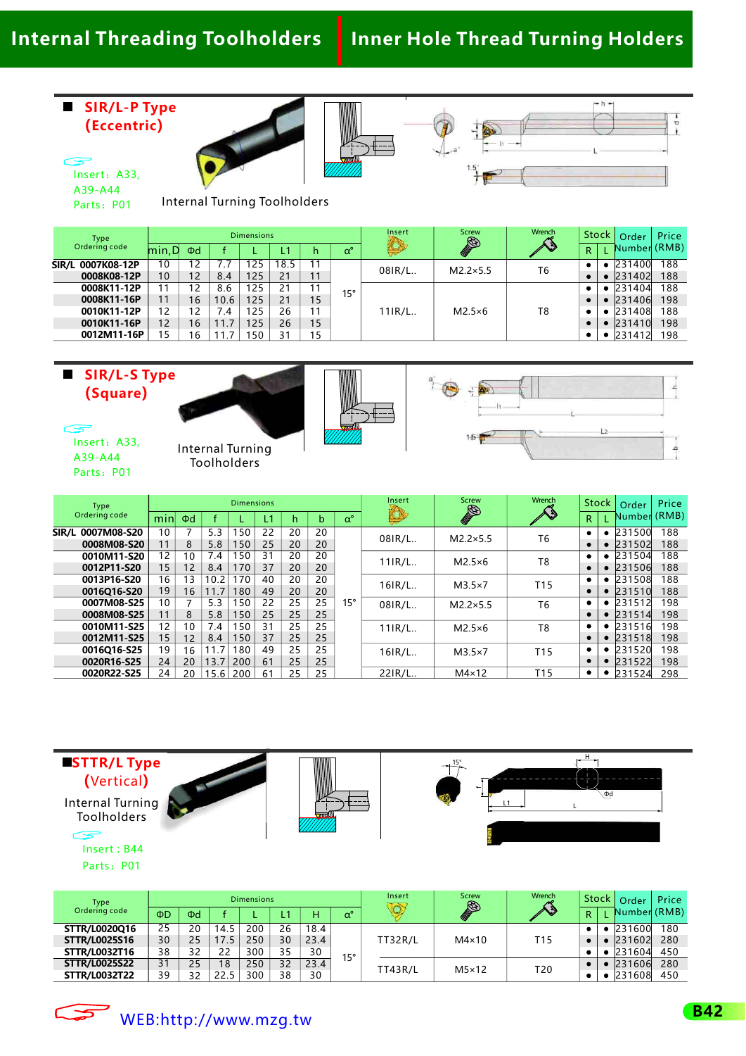# Internal Threading Toolholders | Inner Hole Thread Turning Holders

## SIR/L-P Type (Eccentric)

Insert: A33, A39-A44

Parts: P01

Internal Turning Toolholders

| Type Ordering code | Dimensions | | | | | | | Insert | Screw | Wrench | Stock | | Order Number | Price (RMB) |
|---|---|---|---|---|---|---|---|---|---|---|---|---|---|---|
| | min,D | Φd | f | L | L1 | h | α° | | | | R | L | | |
| SIR/L 0007K08-12P | 10 | 12 | 7.7 | 125 | 18.5 | 11 | 15° | 08IR/L.. | M2.2×5.5 | T6 | • | • | 231400 | 188 |
| 0008K08-12P | 10 | 12 | 8.4 | 125 | 21 | 11 | | | | | • | • | 231402 | 188 |
| 0008K11-12P | 11 | 12 | 8.6 | 125 | 21 | 11 | | 11IR/L.. | M2.5×6 | T8 | • | • | 231404 | 188 |
| 0008K11-16P | 11 | 16 | 10.6 | 125 | 21 | 15 | | | | | • | • | 231406 | 198 |
| 0010K11-12P | 12 | 12 | 7.4 | 125 | 26 | 11 | | | | | • | • | 231408 | 188 |
| 0010K11-16P | 12 | 16 | 11.7 | 125 | 26 | 15 | | | | | • | • | 231410 | 198 |
| 0012M11-16P | 15 | 16 | 11.7 | 150 | 31 | 15 | | | | | • | • | 231412 | 198 |

## SIR/L-S Type (Square)

Insert: A33, A39-A44

Parts: P01

Internal Turning Toolholders

| Type Ordering code | Dimensions | | | | | | | | Insert | Screw | Wrench | Stock | | Order Number | Price (RMB) |
|---|---|---|---|---|---|---|---|---|---|---|---|---|---|---|---|
| | min | Φd | f | L | L1 | h | b | α° | | | | R | L | | |
| SIR/L 0007M08-S20 | 10 | 7 | 5.3 | 150 | 22 | 20 | 20 | 15° | 08IR/L.. | M2.2×5.5 | T6 | • | • | 231500 | 188 |
| 0008M08-S20 | 11 | 8 | 5.8 | 150 | 25 | 20 | 20 | | | | | • | • | 231502 | 188 |
| 0010M11-S20 | 12 | 10 | 7.4 | 150 | 31 | 20 | 20 | | 11IR/L.. | M2.5×6 | T8 | • | • | 231504 | 188 |
| 0012P11-S20 | 15 | 12 | 8.4 | 170 | 37 | 20 | 20 | | | | | • | • | 231506 | 188 |
| 0013P16-S20 | 16 | 13 | 10.2 | 170 | 40 | 20 | 20 | | 16IR/L.. | M3.5×7 | T15 | • | • | 231508 | 188 |
| 0016Q16-S20 | 19 | 16 | 11.7 | 180 | 49 | 20 | 20 | | | | | • | • | 231510 | 188 |
| 0007M08-S25 | 10 | 7 | 5.3 | 150 | 22 | 25 | 25 | | 08IR/L.. | M2.2×5.5 | T6 | • | • | 231512 | 198 |
| 0008M08-S25 | 11 | 8 | 5.8 | 150 | 25 | 25 | 25 | | | | | • | • | 231514 | 198 |
| 0010M11-S25 | 12 | 10 | 7.4 | 150 | 31 | 25 | 25 | | 11IR/L.. | M2.5×6 | T8 | • | • | 231516 | 198 |
| 0012M11-S25 | 15 | 12 | 8.4 | 150 | 37 | 25 | 25 | | | | | • | • | 231518 | 198 |
| 0016Q16-S25 | 19 | 16 | 11.7 | 180 | 49 | 25 | 25 | | 16IR/L.. | M3.5×7 | T15 | • | • | 231520 | 198 |
| 0020R16-S25 | 24 | 20 | 13.7 | 200 | 61 | 25 | 25 | | | | | • | • | 231522 | 198 |
| 0020R22-S25 | 24 | 20 | 15.6 | 200 | 61 | 25 | 25 | | 22IR/L.. | M4×12 | T15 | • | • | 231524 | 298 |

## STTR/L Type (Vertical)

Internal Turning Toolholders

Insert : B44

Parts: P01

| Type Ordering code | Dimensions | | | | | | | Insert | Screw | Wrench | Stock | | Order Number | Price (RMB) |
|---|---|---|---|---|---|---|---|---|---|---|---|---|---|---|
| | ΦD | Φd | f | L | L1 | H | α° | | | | R | L | | |
| STTR/L0020Q16 | 25 | 20 | 14.5 | 200 | 26 | 18.4 | 15° | TT32R/L | M4×10 | T15 | • | • | 231600 | 180 |
| STTR/L0025S16 | 30 | 25 | 17.5 | 250 | 30 | 23.4 | | | | | • | • | 231602 | 280 |
| STTR/L0032T16 | 38 | 32 | 22 | 300 | 35 | 30 | | | | | • | • | 231604 | 450 |
| STTR/L0025S22 | 31 | 25 | 18 | 250 | 32 | 23.4 | | TT43R/L | M5×12 | T20 | • | • | 231606 | 280 |
| STTR/L0032T22 | 39 | 32 | 22.5 | 300 | 38 | 30 | | | | | • | • | 231608 | 450 |

WEB:http://www.mzg.tw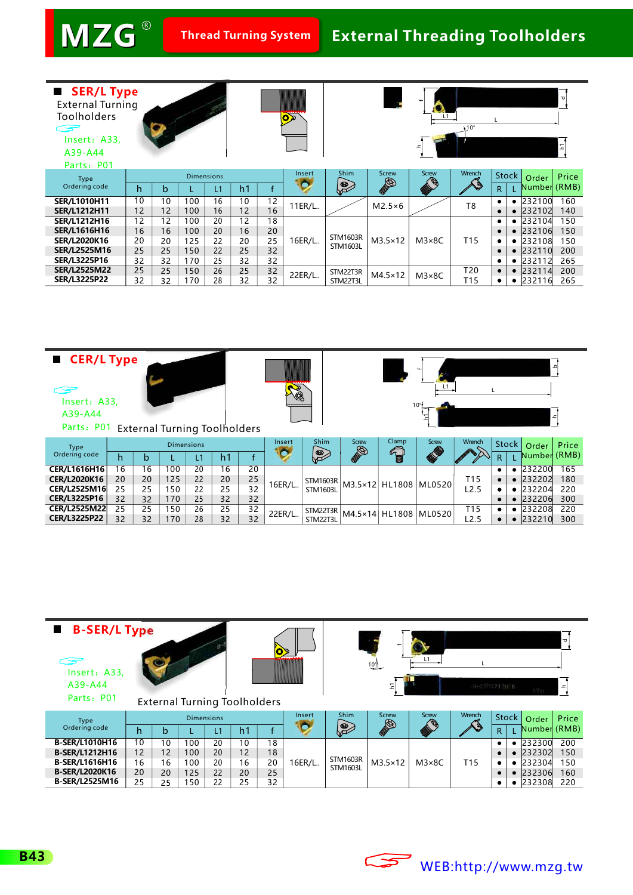# MZG® Thread Turning System — External Threading Toolholders

## SER/L Type

External Turning Toolholders

Insert: A33, A39-A44

Parts: P01

| Type Ordering code | Dimensions h | b | L | L1 | h1 | f | Insert | Shim | Screw | Screw | Wrench | Stock R | Stock L | Order Number | Price (RMB) |
|---|---|---|---|---|---|---|---|---|---|---|---|---|---|---|---|
| SER/L1010H11 | 10 | 10 | 100 | 16 | 10 | 12 | 11ER/L.. | | M2.5×6 | | T8 | ● | ● | 232100 | 160 |
| SER/L1212H11 | 12 | 12 | 100 | 16 | 12 | 16 | | | | | | ● | ● | 232102 | 140 |
| SER/L1212H16 | 12 | 12 | 100 | 20 | 12 | 18 | 16ER/L.. | STM1603R STM1603L | M3.5×12 | M3×8C | T15 | ● | ● | 232104 | 150 |
| SER/L1616H16 | 16 | 16 | 100 | 20 | 16 | 20 | | | | | | ● | ● | 232106 | 150 |
| SER/L2020K16 | 20 | 20 | 125 | 22 | 20 | 25 | | | | | | ● | ● | 232108 | 150 |
| SER/L2525M16 | 25 | 25 | 150 | 22 | 25 | 32 | | | | | | ● | ● | 232110 | 200 |
| SER/L3225P16 | 32 | 32 | 170 | 25 | 32 | 32 | | | | | | ● | ● | 232112 | 265 |
| SER/L2525M22 | 25 | 25 | 150 | 26 | 25 | 32 | 22ER/L.. | STM22T3R STM22T3L | M4.5×12 | M3×8C | T20 T15 | ● | ● | 232114 | 200 |
| SER/L3225P22 | 32 | 32 | 170 | 28 | 32 | 32 | | | | | | ● | ● | 232116 | 265 |

## CER/L Type

External Turning Toolholders

Insert: A33, A39-A44

Parts: P01

| Type Ordering code | Dimensions h | b | L | L1 | h1 | f | Insert | Shim | Screw | Clamp | Screw | Wrench | Stock R | Stock L | Order Number | Price (RMB) |
|---|---|---|---|---|---|---|---|---|---|---|---|---|---|---|---|---|
| CER/L1616H16 | 16 | 16 | 100 | 20 | 16 | 20 | 16ER/L.. | STM1603R STM1603L | M3.5×12 | HL1808 | ML0520 | T15 L2.5 | ● | ● | 232200 | 165 |
| CER/L2020K16 | 20 | 20 | 125 | 22 | 20 | 25 | | | | | | | ● | ● | 232202 | 180 |
| CER/L2525M16 | 25 | 25 | 150 | 22 | 25 | 32 | | | | | | | ● | ● | 232204 | 220 |
| CER/L3225P16 | 32 | 32 | 170 | 25 | 32 | 32 | | | | | | | ● | ● | 232206 | 300 |
| CER/L2525M22 | 25 | 25 | 150 | 26 | 25 | 32 | 22ER/L.. | STM22T3R STM22T3L | M4.5×14 | HL1808 | ML0520 | T15 L2.5 | ● | ● | 232208 | 220 |
| CER/L3225P22 | 32 | 32 | 170 | 28 | 32 | 32 | | | | | | | ● | ● | 232210 | 300 |

## B-SER/L Type

External Turning Toolholders

Insert: A33, A39-A44

Parts: P01

| Type Ordering code | Dimensions h | b | L | L1 | h1 | f | Insert | Shim | Screw | Screw | Wrench | Stock R | Stock L | Order Number | Price (RMB) |
|---|---|---|---|---|---|---|---|---|---|---|---|---|---|---|---|
| B-SER/L1010H16 | 10 | 10 | 100 | 20 | 10 | 18 | 16ER/L.. | STM1603R STM1603L | M3.5×12 | M3×8C | T15 | ● | ● | 232300 | 200 |
| B-SER/L1212H16 | 12 | 12 | 100 | 20 | 12 | 18 | | | | | | ● | ● | 232302 | 150 |
| B-SER/L1616H16 | 16 | 16 | 100 | 20 | 16 | 20 | | | | | | ● | ● | 232304 | 150 |
| B-SER/L2020K16 | 20 | 20 | 125 | 22 | 20 | 25 | | | | | | ● | ● | 232306 | 160 |
| B-SER/L2525M16 | 25 | 25 | 150 | 22 | 25 | 32 | | | | | | ● | ● | 232308 | 220 |

WEB:http://www.mzg.tw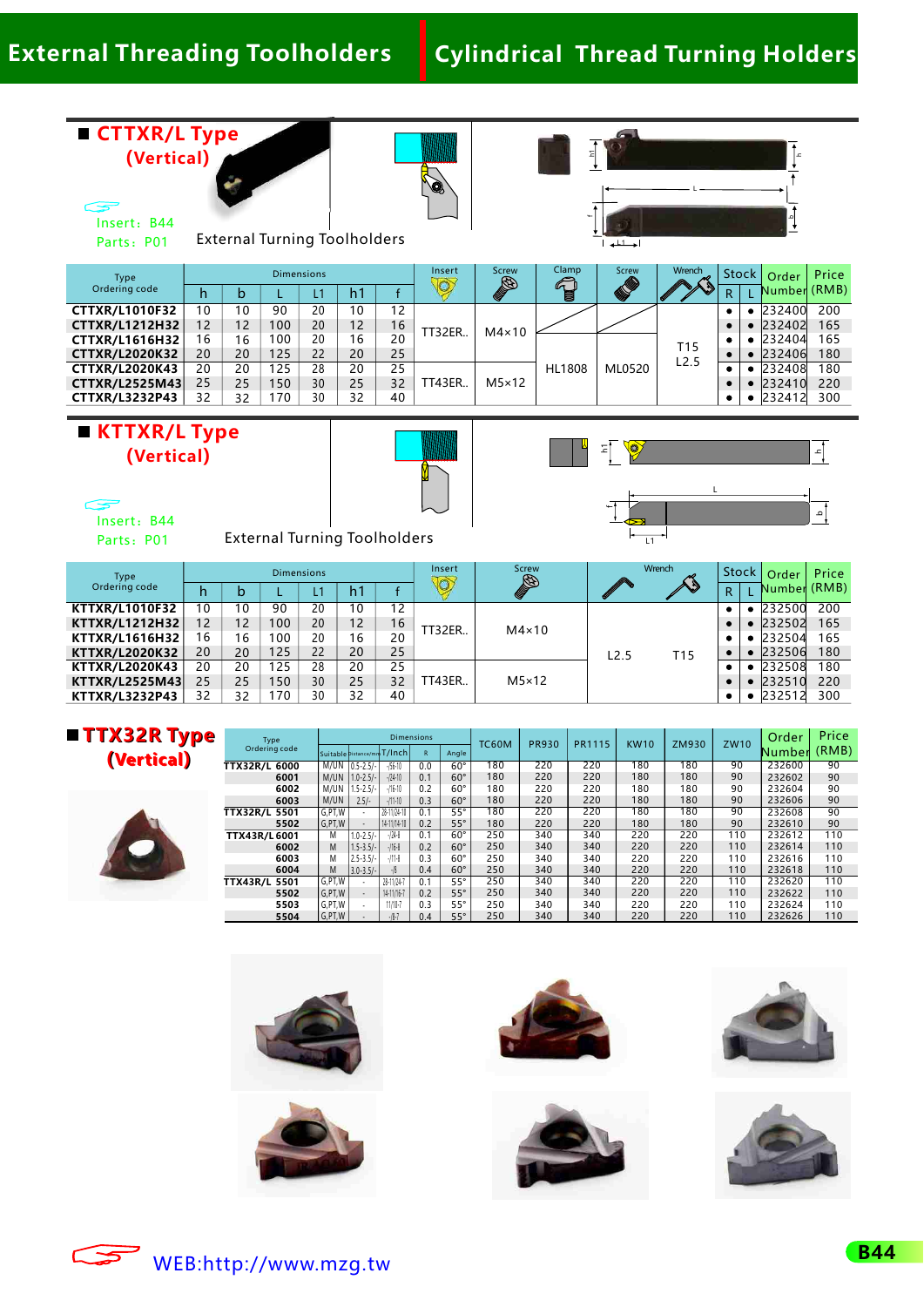# External Threading Toolholders | Cylindrical Thread Turning Holders

## CTTXR/L Type (Vertical)

Insert: B44

Parts: P01

External Turning Toolholders

| Type Ordering code | Dimensions | | | | | | Insert | Screw | Clamp | Screw | Wrench | Stock | | Order Number | Price (RMB) |
|---|---|---|---|---|---|---|---|---|---|---|---|---|---|---|---|
| | h | b | L | L1 | h1 | f | | | | | | R | L | | |
| CTTXR/L1010F32 | 10 | 10 | 90 | 20 | 10 | 12 | TT32ER.. | M4×10 | | | T15 L2.5 | • | • | 232400 | 200 |
| CTTXR/L1212H32 | 12 | 12 | 100 | 20 | 12 | 16 | | | | | | • | • | 232402 | 165 |
| CTTXR/L1616H32 | 16 | 16 | 100 | 20 | 16 | 20 | | | | | | • | • | 232404 | 165 |
| CTTXR/L2020K32 | 20 | 20 | 125 | 22 | 20 | 25 | | | | | | • | • | 232406 | 180 |
| CTTXR/L2020K43 | 20 | 20 | 125 | 28 | 20 | 25 | TT43ER.. | M5×12 | HL1808 | ML0520 | | • | • | 232408 | 180 |
| CTTXR/L2525M43 | 25 | 25 | 150 | 30 | 25 | 32 | | | | | | • | • | 232410 | 220 |
| CTTXR/L3232P43 | 32 | 32 | 170 | 30 | 32 | 40 | | | | | | • | • | 232412 | 300 |

## KTTXR/L Type (Vertical)

Insert: B44

Parts: P01

External Turning Toolholders

| Type Ordering code | Dimensions | | | | | | Insert | Screw | Wrench | | Stock | | Order Number | Price (RMB) |
|---|---|---|---|---|---|---|---|---|---|---|---|---|---|---|
| | h | b | L | L1 | h1 | f | | | | | R | L | | |
| KTTXR/L1010F32 | 10 | 10 | 90 | 20 | 10 | 12 | TT32ER.. | M4×10 | L2.5 | T15 | • | • | 232500 | 200 |
| KTTXR/L1212H32 | 12 | 12 | 100 | 20 | 12 | 16 | | | | | • | • | 232502 | 165 |
| KTTXR/L1616H32 | 16 | 16 | 100 | 20 | 16 | 20 | | | | | • | • | 232504 | 165 |
| KTTXR/L2020K32 | 20 | 20 | 125 | 22 | 20 | 25 | | | | | • | • | 232506 | 180 |
| KTTXR/L2020K43 | 20 | 20 | 125 | 28 | 20 | 25 | TT43ER.. | M5×12 | | | • | • | 232508 | 180 |
| KTTXR/L2525M43 | 25 | 25 | 150 | 30 | 25 | 32 | | | | | • | • | 232510 | 220 |
| KTTXR/L3232P43 | 32 | 32 | 170 | 30 | 32 | 40 | | | | | • | • | 232512 | 300 |

## TTX32R Type (Vertical)

| Type Ordering code | Dimensions | | | | | TC60M | PR930 | PR1115 | KW10 | ZM930 | ZW10 | Order Number | Price (RMB) |
|---|---|---|---|---|---|---|---|---|---|---|---|---|---|
| | Suitable | Distance/mm | T/Inch | R | Angle | | | | | | | | |
| TTX32R/L 6000 | M/UN | 0.5-2.5/- | -/56-10 | 0.0 | 60° | 180 | 220 | 220 | 180 | 180 | 90 | 232600 | 90 |
| 6001 | M/UN | 1.0-2.5/- | -/24-10 | 0.1 | 60° | 180 | 220 | 220 | 180 | 180 | 90 | 232602 | 90 |
| 6002 | M/UN | 1.5-2.5/- | -/16-10 | 0.2 | 60° | 180 | 220 | 220 | 180 | 180 | 90 | 232604 | 90 |
| 6003 | M/UN | 2.5/- | -/11-10 | 0.3 | 60° | 180 | 220 | 220 | 180 | 180 | 90 | 232606 | 90 |
| TTX32R/L 5501 | G,PT,W | - | 28-11/24-10 | 0.1 | 55° | 180 | 220 | 220 | 180 | 180 | 90 | 232608 | 90 |
| 5502 | G,PT,W | - | 14-11/14-10 | 0.2 | 55° | 180 | 220 | 220 | 180 | 180 | 90 | 232610 | 90 |
| TTX43R/L 6001 | M | 1.0-2.5/- | -/24-8 | 0.1 | 60° | 250 | 340 | 340 | 220 | 220 | 110 | 232612 | 110 |
| 6002 | M | 1.5-3.5/- | -/16-8 | 0.2 | 60° | 250 | 340 | 340 | 220 | 220 | 110 | 232614 | 110 |
| 6003 | M | 2.5-3.5/- | -/11-8 | 0.3 | 60° | 250 | 340 | 340 | 220 | 220 | 110 | 232616 | 110 |
| 6004 | M | 3.0-3.5/- | -/8 | 0.4 | 60° | 250 | 340 | 340 | 220 | 220 | 110 | 232618 | 110 |
| TTX43R/L 5501 | G,PT,W | - | 28-11/24-7 | 0.1 | 55° | 250 | 340 | 340 | 220 | 220 | 110 | 232620 | 110 |
| 5502 | G,PT,W | - | 14-11/16-7 | 0.2 | 55° | 250 | 340 | 340 | 220 | 220 | 110 | 232622 | 110 |
| 5503 | G,PT,W | - | 11/11-7 | 0.3 | 55° | 250 | 340 | 340 | 220 | 220 | 110 | 232624 | 110 |
| 5504 | G,PT,W | - | -/8-7 | 0.4 | 55° | 250 | 340 | 340 | 220 | 220 | 110 | 232626 | 110 |

WEB:http://www.mzg.tw